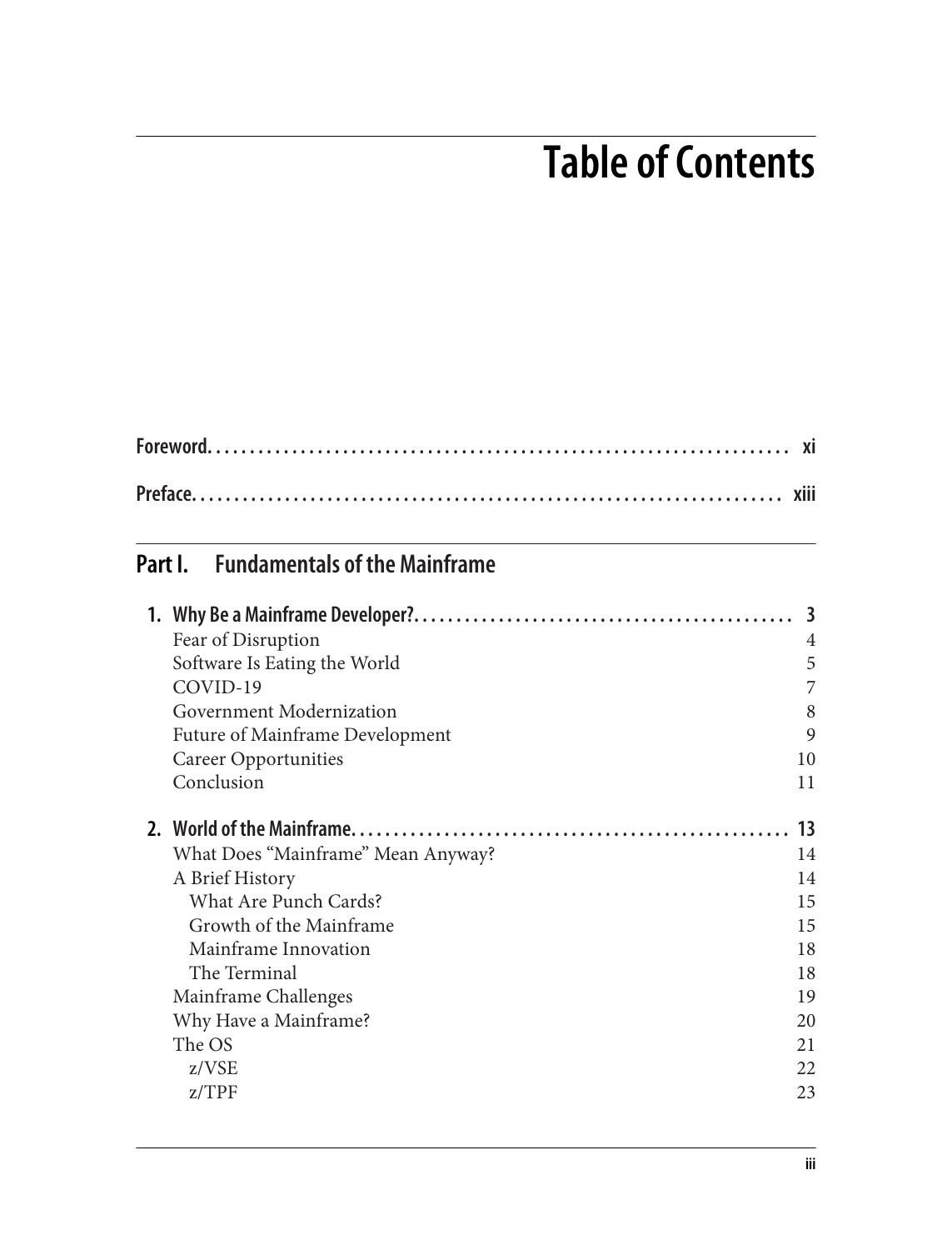# Table of Contents

**Foreword** .......... **xi**

**Preface** .......... **xiii**

## Part I. Fundamentals of the Mainframe

**1. Why Be a Mainframe Developer?** .......... **3**

- Fear of Disruption 4
- Software Is Eating the World 5
- COVID-19 7
- Government Modernization 8
- Future of Mainframe Development 9
- Career Opportunities 10
- Conclusion 11

**2. World of the Mainframe** .......... **13**

- What Does "Mainframe" Mean Anyway? 14
- A Brief History 14
  - What Are Punch Cards? 15
  - Growth of the Mainframe 15
  - Mainframe Innovation 18
  - The Terminal 18
- Mainframe Challenges 19
- Why Have a Mainframe? 20
- The OS 21
  - z/VSE 22
  - z/TPF 23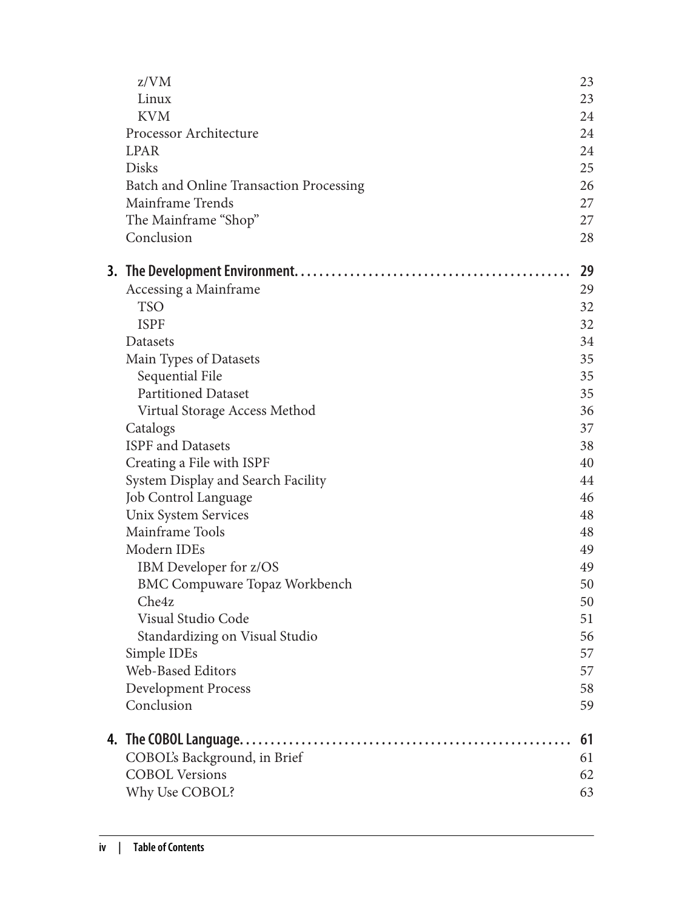z/VM 23
Linux 23
KVM 24
Processor Architecture 24
LPAR 24
Disks 25
Batch and Online Transaction Processing 26
Mainframe Trends 27
The Mainframe "Shop" 27
Conclusion 28

**3. The Development Environment. . . . . . . . . . . . . . . . . . . . . . . . . . . . . . . . . . . . . . . . . . . . . 29**

Accessing a Mainframe 29
TSO 32
ISPF 32
Datasets 34
Main Types of Datasets 35
Sequential File 35
Partitioned Dataset 35
Virtual Storage Access Method 36
Catalogs 37
ISPF and Datasets 38
Creating a File with ISPF 40
System Display and Search Facility 44
Job Control Language 46
Unix System Services 48
Mainframe Tools 48
Modern IDEs 49
IBM Developer for z/OS 49
BMC Compuware Topaz Workbench 50
Che4z 50
Visual Studio Code 51
Standardizing on Visual Studio 56
Simple IDEs 57
Web-Based Editors 57
Development Process 58
Conclusion 59

**4. The COBOL Language. . . . . . . . . . . . . . . . . . . . . . . . . . . . . . . . . . . . . . . . . . . . . . . . . . . . . 61**

COBOL's Background, in Brief 61
COBOL Versions 62
Why Use COBOL? 63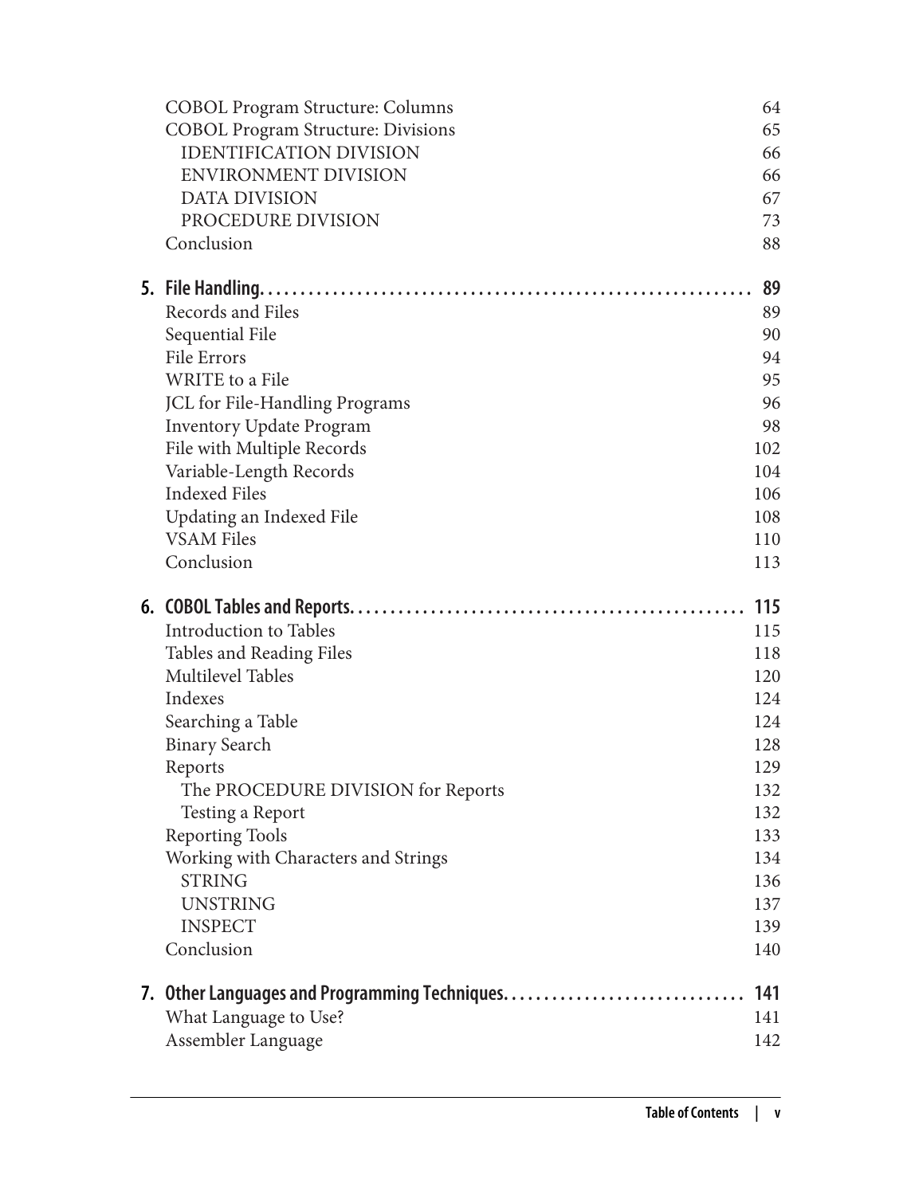- COBOL Program Structure: Columns 64
- COBOL Program Structure: Divisions 65
  - IDENTIFICATION DIVISION 66
  - ENVIRONMENT DIVISION 66
  - DATA DIVISION 67
  - PROCEDURE DIVISION 73
- Conclusion 88

**5. File Handling. . . . . . . . . . . . . . . . . . . . . . . . . . . . . . . . . . . . . . . . . . . . . . . . . . . . . . . . . . . . 89**

- Records and Files 89
- Sequential File 90
- File Errors 94
- WRITE to a File 95
- JCL for File-Handling Programs 96
- Inventory Update Program 98
- File with Multiple Records 102
- Variable-Length Records 104
- Indexed Files 106
- Updating an Indexed File 108
- VSAM Files 110
- Conclusion 113

**6. COBOL Tables and Reports. . . . . . . . . . . . . . . . . . . . . . . . . . . . . . . . . . . . . . . . . . . . . . . . 115**

- Introduction to Tables 115
- Tables and Reading Files 118
- Multilevel Tables 120
- Indexes 124
- Searching a Table 124
- Binary Search 128
- Reports 129
  - The PROCEDURE DIVISION for Reports 132
  - Testing a Report 132
- Reporting Tools 133
- Working with Characters and Strings 134
  - STRING 136
  - UNSTRING 137
  - INSPECT 139
- Conclusion 140

**7. Other Languages and Programming Techniques. . . . . . . . . . . . . . . . . . . . . . . . . . . . . 141**

- What Language to Use? 141
- Assembler Language 142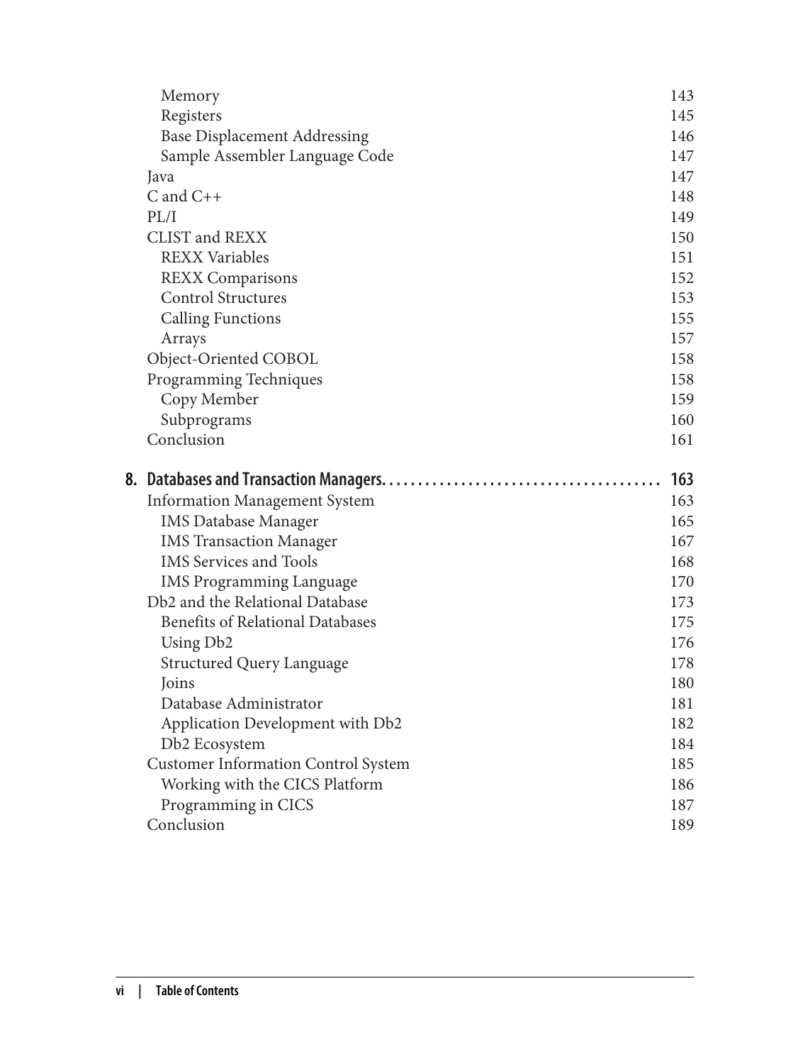- Memory 143
- Registers 145
- Base Displacement Addressing 146
- Sample Assembler Language Code 147

Java 147

C and C++ 148

PL/I 149

CLIST and REXX 150

- REXX Variables 151
- REXX Comparisons 152
- Control Structures 153
- Calling Functions 155
- Arrays 157

Object-Oriented COBOL 158

Programming Techniques 158

- Copy Member 159
- Subprograms 160

Conclusion 161

**8. Databases and Transaction Managers. . . . . . . . . . . . . . . . . . . . . . . . . . . . . . . . . . . . . . 163**

Information Management System 163

- IMS Database Manager 165
- IMS Transaction Manager 167
- IMS Services and Tools 168
- IMS Programming Language 170

Db2 and the Relational Database 173

- Benefits of Relational Databases 175
- Using Db2 176
- Structured Query Language 178
- Joins 180
- Database Administrator 181
- Application Development with Db2 182
- Db2 Ecosystem 184

Customer Information Control System 185

- Working with the CICS Platform 186
- Programming in CICS 187

Conclusion 189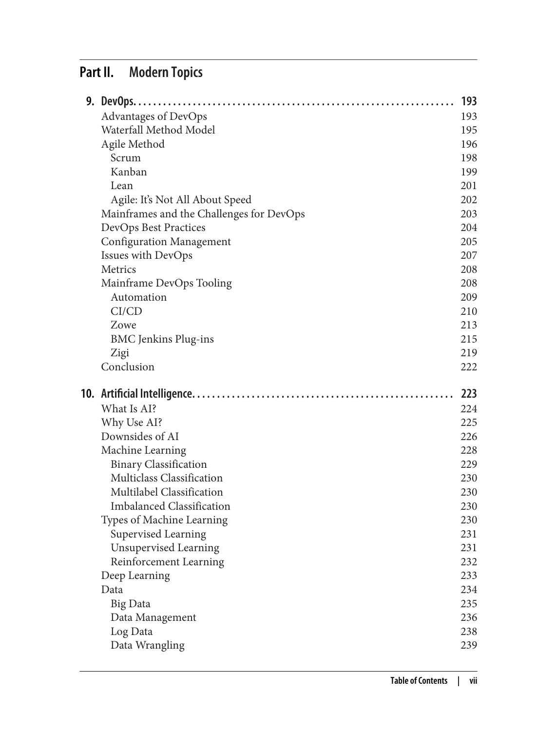# Part II. Modern Topics

**9. DevOps** .......... **193**

- Advantages of DevOps 193
- Waterfall Method Model 195
- Agile Method 196
  - Scrum 198
  - Kanban 199
  - Lean 201
  - Agile: It's Not All About Speed 202
- Mainframes and the Challenges for DevOps 203
- DevOps Best Practices 204
- Configuration Management 205
- Issues with DevOps 207
- Metrics 208
- Mainframe DevOps Tooling 208
  - Automation 209
  - CI/CD 210
  - Zowe 213
  - BMC Jenkins Plug-ins 215
  - Zigi 219
- Conclusion 222

**10. Artificial Intelligence** .......... **223**

- What Is AI? 224
- Why Use AI? 225
- Downsides of AI 226
- Machine Learning 228
  - Binary Classification 229
  - Multiclass Classification 230
  - Multilabel Classification 230
  - Imbalanced Classification 230
- Types of Machine Learning 230
  - Supervised Learning 231
  - Unsupervised Learning 231
  - Reinforcement Learning 232
- Deep Learning 233
- Data 234
  - Big Data 235
  - Data Management 236
  - Log Data 238
  - Data Wrangling 239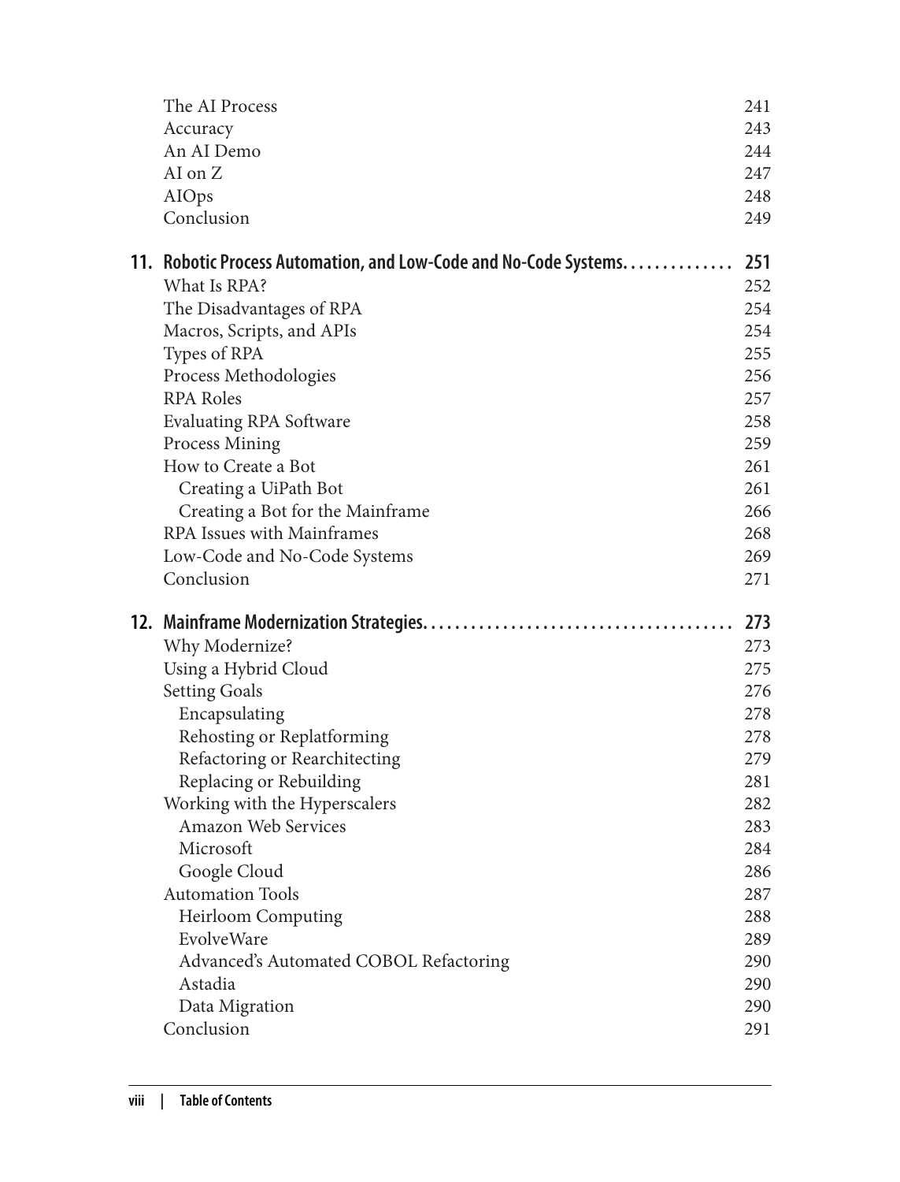The AI Process 241
Accuracy 243
An AI Demo 244
AI on Z 247
AIOps 248
Conclusion 249

**11. Robotic Process Automation, and Low-Code and No-Code Systems. . . . . . . . . . . . . 251**

What Is RPA? 252
The Disadvantages of RPA 254
Macros, Scripts, and APIs 254
Types of RPA 255
Process Methodologies 256
RPA Roles 257
Evaluating RPA Software 258
Process Mining 259
How to Create a Bot 261
  Creating a UiPath Bot 261
  Creating a Bot for the Mainframe 266
RPA Issues with Mainframes 268
Low-Code and No-Code Systems 269
Conclusion 271

**12. Mainframe Modernization Strategies. . . . . . . . . . . . . . . . . . . . . . . . . . . . . . . . . . . . . . 273**

Why Modernize? 273
Using a Hybrid Cloud 275
Setting Goals 276
  Encapsulating 278
  Rehosting or Replatforming 278
  Refactoring or Rearchitecting 279
  Replacing or Rebuilding 281
Working with the Hyperscalers 282
  Amazon Web Services 283
  Microsoft 284
  Google Cloud 286
Automation Tools 287
  Heirloom Computing 288
  EvolveWare 289
  Advanced's Automated COBOL Refactoring 290
  Astadia 290
  Data Migration 290
Conclusion 291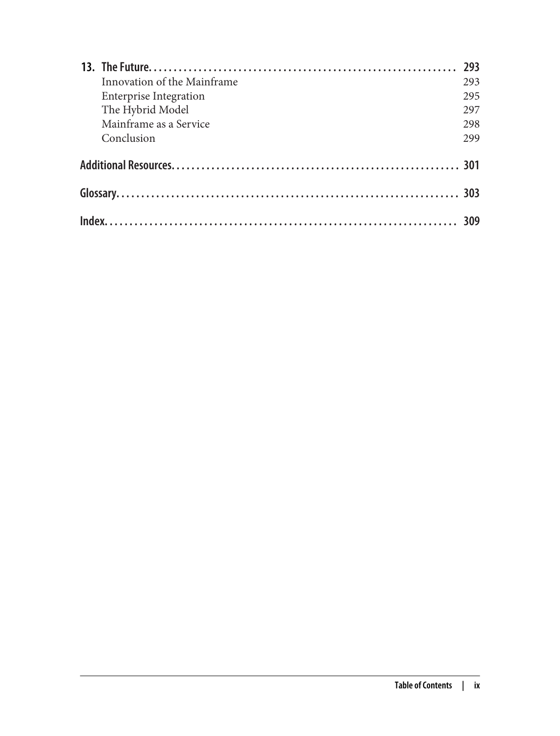**13. The Future. . . . . . . . . . . . . . . . . . . . . . . . . . . . . . . . . . . . . . . . . . . . . . . . . . . . . . . . . . . . . 293**

Innovation of the Mainframe 293
Enterprise Integration 295
The Hybrid Model 297
Mainframe as a Service 298
Conclusion 299

**Additional Resources. . . . . . . . . . . . . . . . . . . . . . . . . . . . . . . . . . . . . . . . . . . . . . . . . . . . . 301**

**Glossary. . . . . . . . . . . . . . . . . . . . . . . . . . . . . . . . . . . . . . . . . . . . . . . . . . . . . . . . . . . . . . . . 303**

**Index. . . . . . . . . . . . . . . . . . . . . . . . . . . . . . . . . . . . . . . . . . . . . . . . . . . . . . . . . . . . . . . . . . . 309**